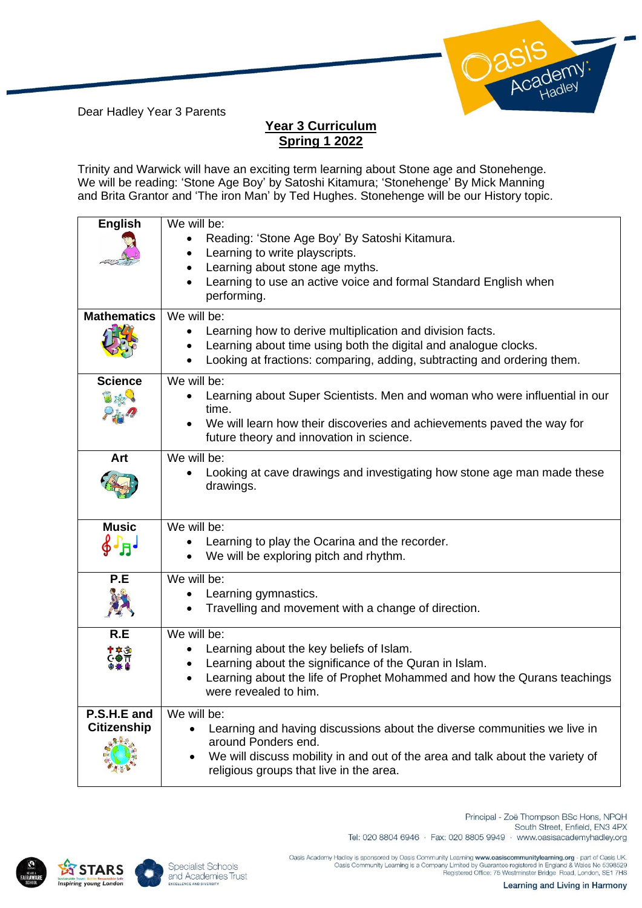Dear Hadley Year 3 Parents

# Year 3 Curriculum
## Spring 1 2022

Trinity and Warwick will have an exciting term learning about Stone age and Stonehenge. We will be reading: 'Stone Age Boy' by Satoshi Kitamura; 'Stonehenge' By Mick Manning and Brita Grantor and 'The iron Man' by Ted Hughes. Stonehenge will be our History topic.

| Subject | |
|---|---|
| **English** | We will be:<br>• Reading: 'Stone Age Boy' By Satoshi Kitamura.<br>• Learning to write playscripts.<br>• Learning about stone age myths.<br>• Learning to use an active voice and formal Standard English when performing. |
| **Mathematics** | We will be:<br>• Learning how to derive multiplication and division facts.<br>• Learning about time using both the digital and analogue clocks.<br>• Looking at fractions: comparing, adding, subtracting and ordering them. |
| **Science** | We will be:<br>• Learning about Super Scientists. Men and woman who were influential in our time.<br>• We will learn how their discoveries and achievements paved the way for future theory and innovation in science. |
| **Art** | We will be:<br>• Looking at cave drawings and investigating how stone age man made these drawings. |
| **Music** | We will be:<br>• Learning to play the Ocarina and the recorder.<br>• We will be exploring pitch and rhythm. |
| **P.E** | We will be:<br>• Learning gymnastics.<br>• Travelling and movement with a change of direction. |
| **R.E** | We will be:<br>• Learning about the key beliefs of Islam.<br>• Learning about the significance of the Quran in Islam.<br>• Learning about the life of Prophet Mohammed and how the Qurans teachings were revealed to him. |
| **P.S.H.E and Citizenship** | We will be:<br>• Learning and having discussions about the diverse communities we live in around Ponders end.<br>• We will discuss mobility in and out of the area and talk about the variety of religious groups that live in the area. |

Principal - Zoë Thompson BSc Hons, NPQH
South Street, Enfield, EN3 4PX
Tel: 020 8804 6946 · Fax: 020 8805 9949 · www.oasisacademyhadley.org

Oasis Academy Hadley is sponsored by Oasis Community Learning www.oasiscommunitylearning.org - part of Oasis UK.
Oasis Community Learning is a Company Limited by Guarantee registered in England & Wales No 5398529
Registered Office: 75 Westminster Bridge Road, London, SE1 7HS

Learning and Living in Harmony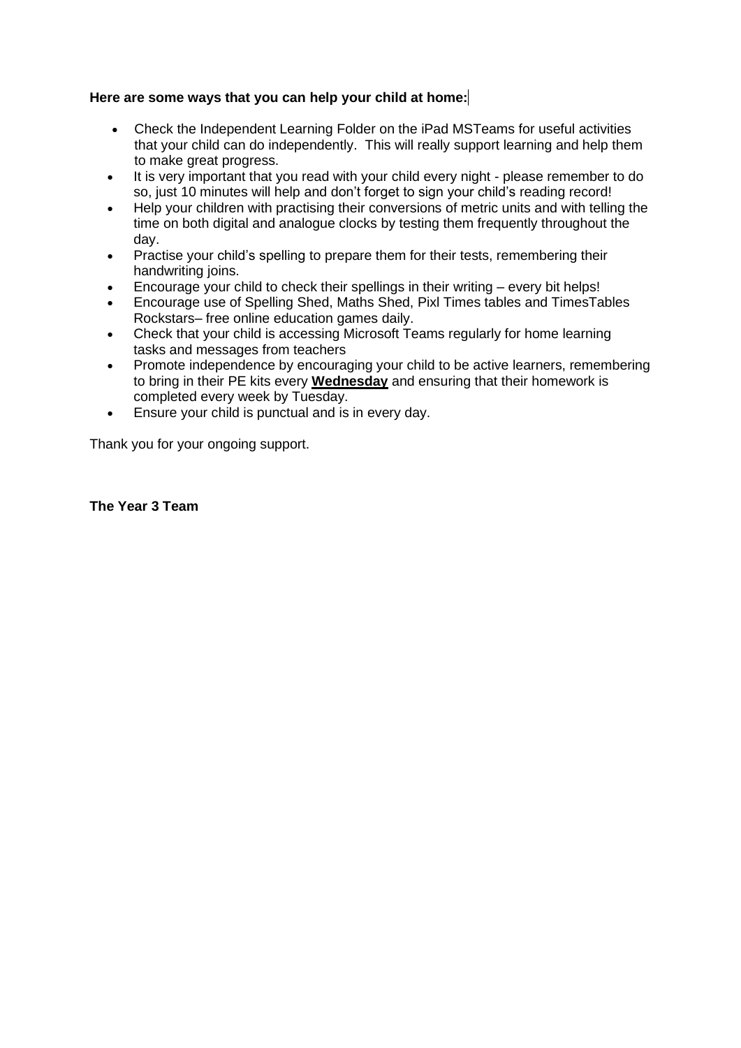**Here are some ways that you can help your child at home:**

- Check the Independent Learning Folder on the iPad MSTeams for useful activities that your child can do independently. This will really support learning and help them to make great progress.
- It is very important that you read with your child every night - please remember to do so, just 10 minutes will help and don't forget to sign your child's reading record!
- Help your children with practising their conversions of metric units and with telling the time on both digital and analogue clocks by testing them frequently throughout the day.
- Practise your child's spelling to prepare them for their tests, remembering their handwriting joins.
- Encourage your child to check their spellings in their writing – every bit helps!
- Encourage use of Spelling Shed, Maths Shed, Pixl Times tables and TimesTables Rockstars– free online education games daily.
- Check that your child is accessing Microsoft Teams regularly for home learning tasks and messages from teachers
- Promote independence by encouraging your child to be active learners, remembering to bring in their PE kits every **Wednesday** and ensuring that their homework is completed every week by Tuesday.
- Ensure your child is punctual and is in every day.

Thank you for your ongoing support.

**The Year 3 Team**